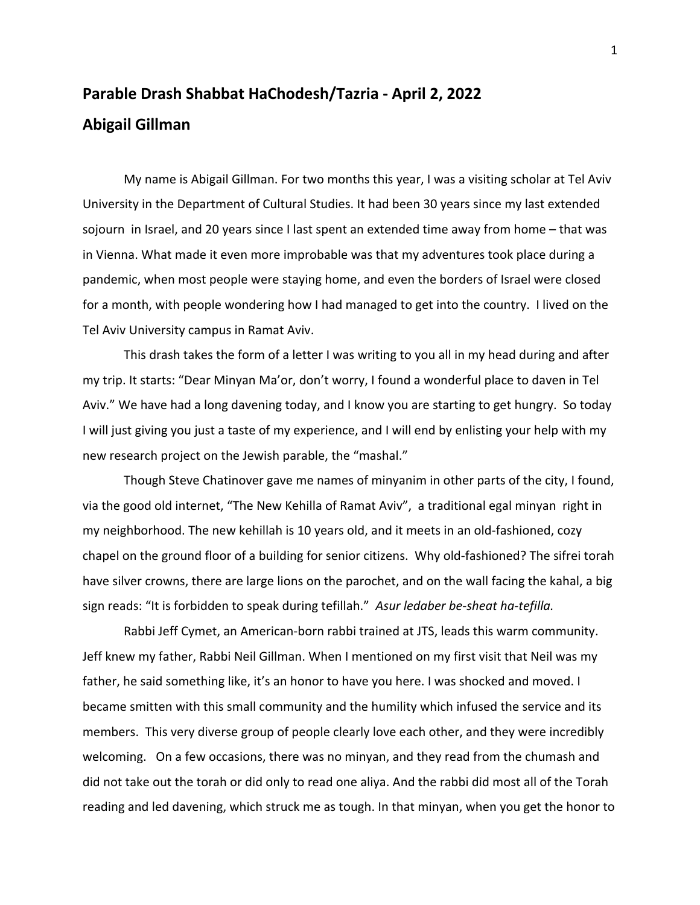**Parable Drash Shabbat HaChodesh/Tazria - April 2, 2022**

**Abigail Gillman**

My name is Abigail Gillman. For two months this year, I was a visiting scholar at Tel Aviv University in the Department of Cultural Studies. It had been 30 years since my last extended sojourn in Israel, and 20 years since I last spent an extended time away from home – that was in Vienna. What made it even more improbable was that my adventures took place during a pandemic, when most people were staying home, and even the borders of Israel were closed for a month, with people wondering how I had managed to get into the country. I lived on the Tel Aviv University campus in Ramat Aviv.

This drash takes the form of a letter I was writing to you all in my head during and after my trip. It starts: "Dear Minyan Ma'or, don't worry, I found a wonderful place to daven in Tel Aviv." We have had a long davening today, and I know you are starting to get hungry. So today I will just giving you just a taste of my experience, and I will end by enlisting your help with my new research project on the Jewish parable, the "mashal."

Though Steve Chatinover gave me names of minyanim in other parts of the city, I found, via the good old internet, "The New Kehilla of Ramat Aviv", a traditional egal minyan right in my neighborhood. The new kehillah is 10 years old, and it meets in an old-fashioned, cozy chapel on the ground floor of a building for senior citizens. Why old-fashioned? The sifrei torah have silver crowns, there are large lions on the parochet, and on the wall facing the kahal, a big sign reads: "It is forbidden to speak during tefillah." *Asur ledaber be-sheat ha-tefilla.*

Rabbi Jeff Cymet, an American-born rabbi trained at JTS, leads this warm community. Jeff knew my father, Rabbi Neil Gillman. When I mentioned on my first visit that Neil was my father, he said something like, it's an honor to have you here. I was shocked and moved. I became smitten with this small community and the humility which infused the service and its members. This very diverse group of people clearly love each other, and they were incredibly welcoming. On a few occasions, there was no minyan, and they read from the chumash and did not take out the torah or did only to read one aliya. And the rabbi did most all of the Torah reading and led davening, which struck me as tough. In that minyan, when you get the honor to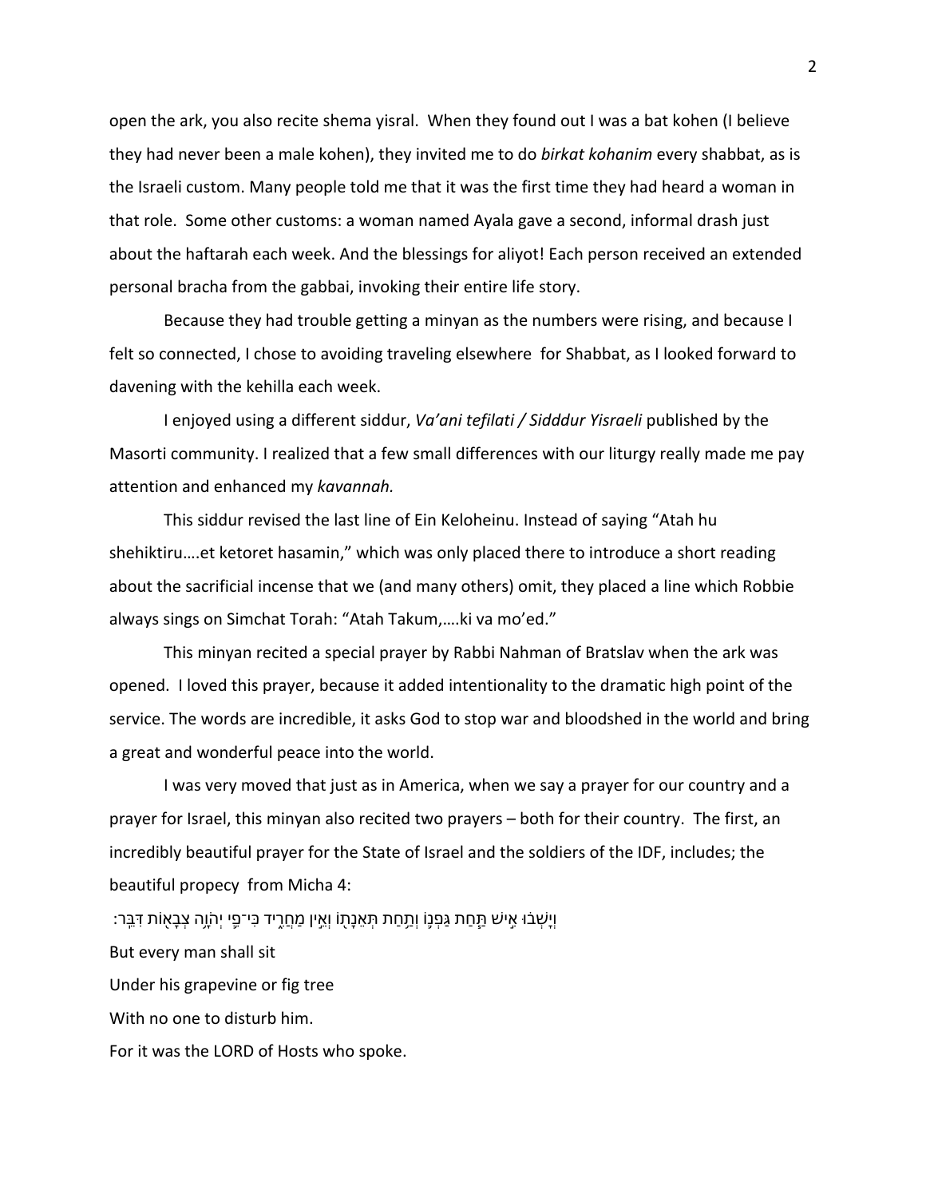open the ark, you also recite shema yisral. When they found out I was a bat kohen (I believe they had never been a male kohen), they invited me to do *birkat kohanim* every shabbat, as is the Israeli custom. Many people told me that it was the first time they had heard a woman in that role. Some other customs: a woman named Ayala gave a second, informal drash just about the haftarah each week. And the blessings for aliyot! Each person received an extended personal bracha from the gabbai, invoking their entire life story.

Because they had trouble getting a minyan as the numbers were rising, and because I felt so connected, I chose to avoiding traveling elsewhere for Shabbat, as I looked forward to davening with the kehilla each week.

I enjoyed using a different siddur, *Va'ani tefilati / Sidddur Yisraeli* published by the Masorti community. I realized that a few small differences with our liturgy really made me pay attention and enhanced my *kavannah.*

This siddur revised the last line of Ein Keloheinu. Instead of saying "Atah hu shehiktiru….et ketoret hasamin," which was only placed there to introduce a short reading about the sacrificial incense that we (and many others) omit, they placed a line which Robbie always sings on Simchat Torah: "Atah Takum,….ki va mo'ed."

This minyan recited a special prayer by Rabbi Nahman of Bratslav when the ark was opened. I loved this prayer, because it added intentionality to the dramatic high point of the service. The words are incredible, it asks God to stop war and bloodshed in the world and bring a great and wonderful peace into the world.

I was very moved that just as in America, when we say a prayer for our country and a prayer for Israel, this minyan also recited two prayers – both for their country. The first, an incredibly beautiful prayer for the State of Israel and the soldiers of the IDF, includes; the beautiful propecy from Micha 4:

וְיָשְׁבוּ אִישׁ תַּחַת גַּפְנוֹ וְתַחַת תְּאֵנָתוֹ וְאֵין מַחֲרִיד כִּי־פִי יְהוָה צְבָאוֹת דִּבֵּר׃

But every man shall sit

Under his grapevine or fig tree

With no one to disturb him.

For it was the LORD of Hosts who spoke.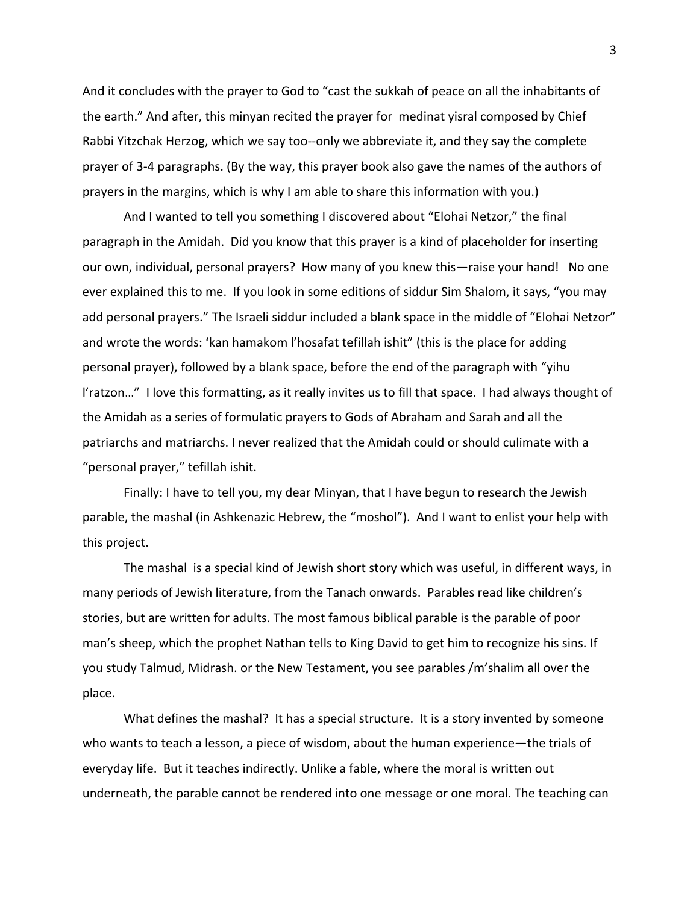And it concludes with the prayer to God to "cast the sukkah of peace on all the inhabitants of the earth." And after, this minyan recited the prayer for medinat yisral composed by Chief Rabbi Yitzchak Herzog, which we say too--only we abbreviate it, and they say the complete prayer of 3-4 paragraphs. (By the way, this prayer book also gave the names of the authors of prayers in the margins, which is why I am able to share this information with you.)

And I wanted to tell you something I discovered about "Elohai Netzor," the final paragraph in the Amidah. Did you know that this prayer is a kind of placeholder for inserting our own, individual, personal prayers? How many of you knew this—raise your hand! No one ever explained this to me. If you look in some editions of siddur <u>Sim Shalom</u>, it says, "you may add personal prayers." The Israeli siddur included a blank space in the middle of "Elohai Netzor" and wrote the words: 'kan hamakom l'hosafat tefillah ishit" (this is the place for adding personal prayer), followed by a blank space, before the end of the paragraph with "yihu l'ratzon…" I love this formatting, as it really invites us to fill that space. I had always thought of the Amidah as a series of formulatic prayers to Gods of Abraham and Sarah and all the patriarchs and matriarchs. I never realized that the Amidah could or should culimate with a "personal prayer," tefillah ishit.

Finally: I have to tell you, my dear Minyan, that I have begun to research the Jewish parable, the mashal (in Ashkenazic Hebrew, the "moshol"). And I want to enlist your help with this project.

The mashal is a special kind of Jewish short story which was useful, in different ways, in many periods of Jewish literature, from the Tanach onwards. Parables read like children's stories, but are written for adults. The most famous biblical parable is the parable of poor man's sheep, which the prophet Nathan tells to King David to get him to recognize his sins. If you study Talmud, Midrash. or the New Testament, you see parables /m'shalim all over the place.

What defines the mashal? It has a special structure. It is a story invented by someone who wants to teach a lesson, a piece of wisdom, about the human experience—the trials of everyday life. But it teaches indirectly. Unlike a fable, where the moral is written out underneath, the parable cannot be rendered into one message or one moral. The teaching can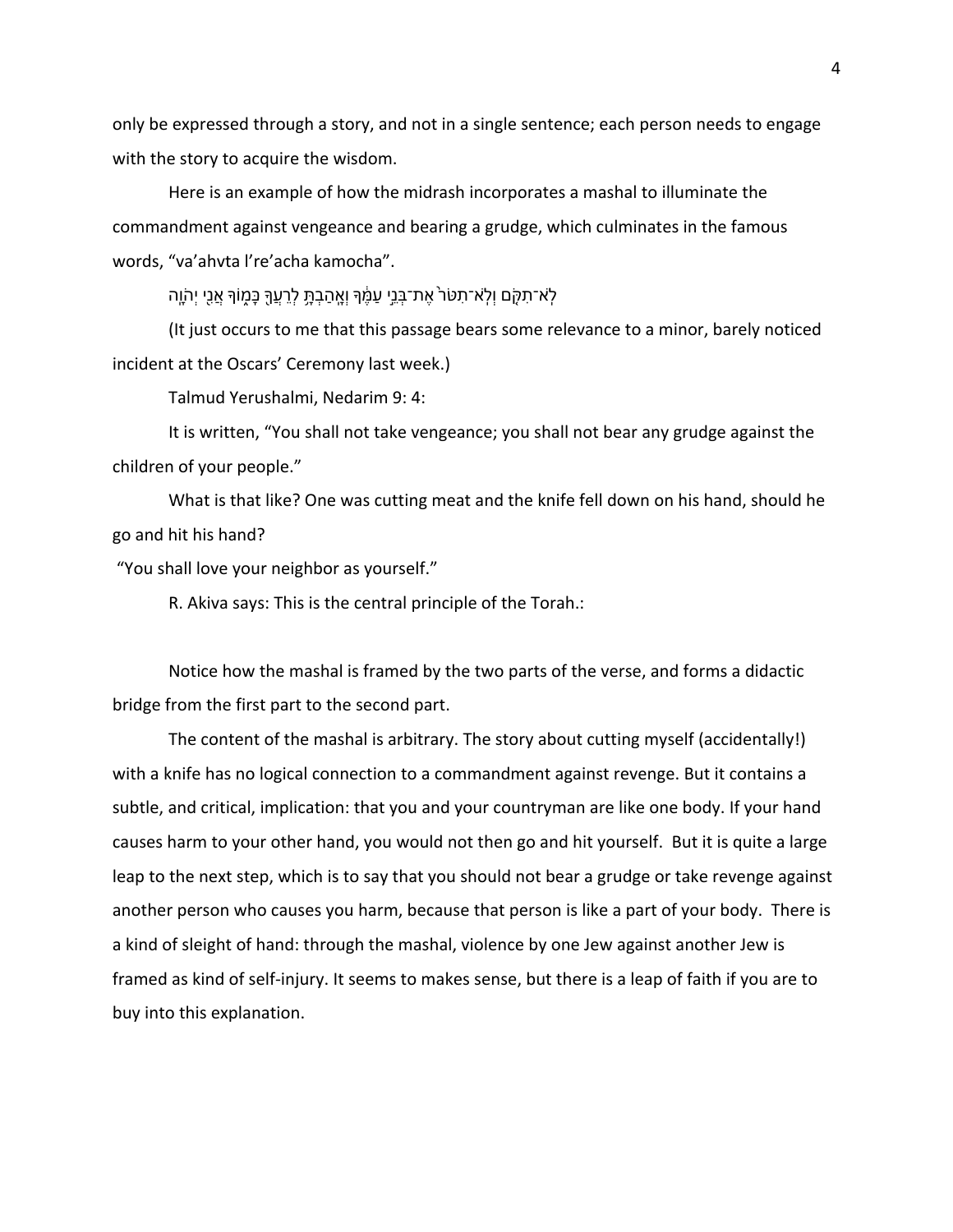only be expressed through a story, and not in a single sentence; each person needs to engage with the story to acquire the wisdom.

Here is an example of how the midrash incorporates a mashal to illuminate the commandment against vengeance and bearing a grudge, which culminates in the famous words, "va'ahvta l're'acha kamocha".

לֹֽא־תִקֹּ֤ם וְלֹֽא־תִטֹּר֙ אֶת־בְּנֵ֣י עַמֶּ֔ךָ וְאָֽהַבְתָּ֥ לְרֵעֲךָ֖ כָּמ֑וֹךָ אֲנִ֖י יְהֹוָֽה

(It just occurs to me that this passage bears some relevance to a minor, barely noticed incident at the Oscars' Ceremony last week.)

Talmud Yerushalmi, Nedarim 9: 4:

It is written, "You shall not take vengeance; you shall not bear any grudge against the children of your people."

What is that like? One was cutting meat and the knife fell down on his hand, should he go and hit his hand?

"You shall love your neighbor as yourself."

R. Akiva says: This is the central principle of the Torah.:

Notice how the mashal is framed by the two parts of the verse, and forms a didactic bridge from the first part to the second part.

The content of the mashal is arbitrary. The story about cutting myself (accidentally!) with a knife has no logical connection to a commandment against revenge. But it contains a subtle, and critical, implication: that you and your countryman are like one body. If your hand causes harm to your other hand, you would not then go and hit yourself. But it is quite a large leap to the next step, which is to say that you should not bear a grudge or take revenge against another person who causes you harm, because that person is like a part of your body. There is a kind of sleight of hand: through the mashal, violence by one Jew against another Jew is framed as kind of self-injury. It seems to makes sense, but there is a leap of faith if you are to buy into this explanation.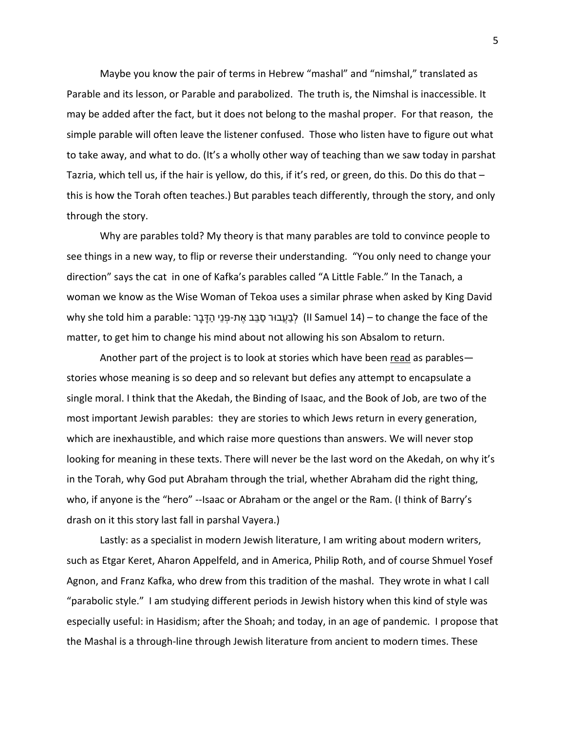Maybe you know the pair of terms in Hebrew "mashal" and "nimshal," translated as Parable and its lesson, or Parable and parabolized. The truth is, the Nimshal is inaccessible. It may be added after the fact, but it does not belong to the mashal proper. For that reason, the simple parable will often leave the listener confused. Those who listen have to figure out what to take away, and what to do. (It's a wholly other way of teaching than we saw today in parshat Tazria, which tell us, if the hair is yellow, do this, if it's red, or green, do this. Do this do that – this is how the Torah often teaches.) But parables teach differently, through the story, and only through the story.

Why are parables told? My theory is that many parables are told to convince people to see things in a new way, to flip or reverse their understanding. "You only need to change your direction" says the cat in one of Kafka's parables called "A Little Fable." In the Tanach, a woman we know as the Wise Woman of Tekoa uses a similar phrase when asked by King David why she told him a parable: לְבַעֲבוּר סַבֵּב אֶת-פְּנֵי הַדָּבָר (II Samuel 14) – to change the face of the matter, to get him to change his mind about not allowing his son Absalom to return.

Another part of the project is to look at stories which have been <u>read</u> as parables—stories whose meaning is so deep and so relevant but defies any attempt to encapsulate a single moral. I think that the Akedah, the Binding of Isaac, and the Book of Job, are two of the most important Jewish parables: they are stories to which Jews return in every generation, which are inexhaustible, and which raise more questions than answers. We will never stop looking for meaning in these texts. There will never be the last word on the Akedah, on why it's in the Torah, why God put Abraham through the trial, whether Abraham did the right thing, who, if anyone is the "hero" --Isaac or Abraham or the angel or the Ram. (I think of Barry's drash on it this story last fall in parshal Vayera.)

Lastly: as a specialist in modern Jewish literature, I am writing about modern writers, such as Etgar Keret, Aharon Appelfeld, and in America, Philip Roth, and of course Shmuel Yosef Agnon, and Franz Kafka, who drew from this tradition of the mashal. They wrote in what I call "parabolic style." I am studying different periods in Jewish history when this kind of style was especially useful: in Hasidism; after the Shoah; and today, in an age of pandemic. I propose that the Mashal is a through-line through Jewish literature from ancient to modern times. These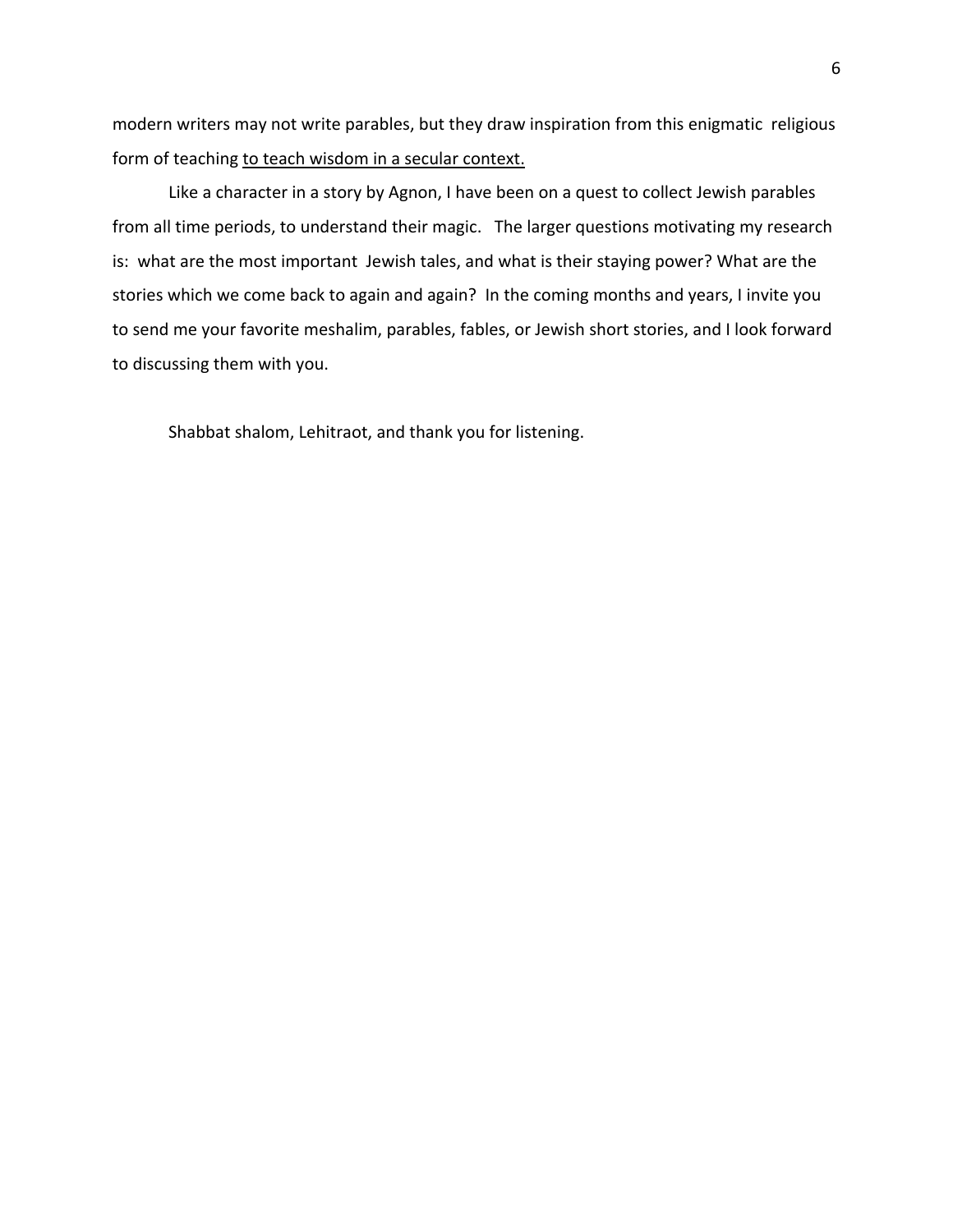modern writers may not write parables, but they draw inspiration from this enigmatic religious form of teaching <u>to teach wisdom in a secular context.</u>

Like a character in a story by Agnon, I have been on a quest to collect Jewish parables from all time periods, to understand their magic. The larger questions motivating my research is: what are the most important Jewish tales, and what is their staying power? What are the stories which we come back to again and again? In the coming months and years, I invite you to send me your favorite meshalim, parables, fables, or Jewish short stories, and I look forward to discussing them with you.

Shabbat shalom, Lehitraot, and thank you for listening.